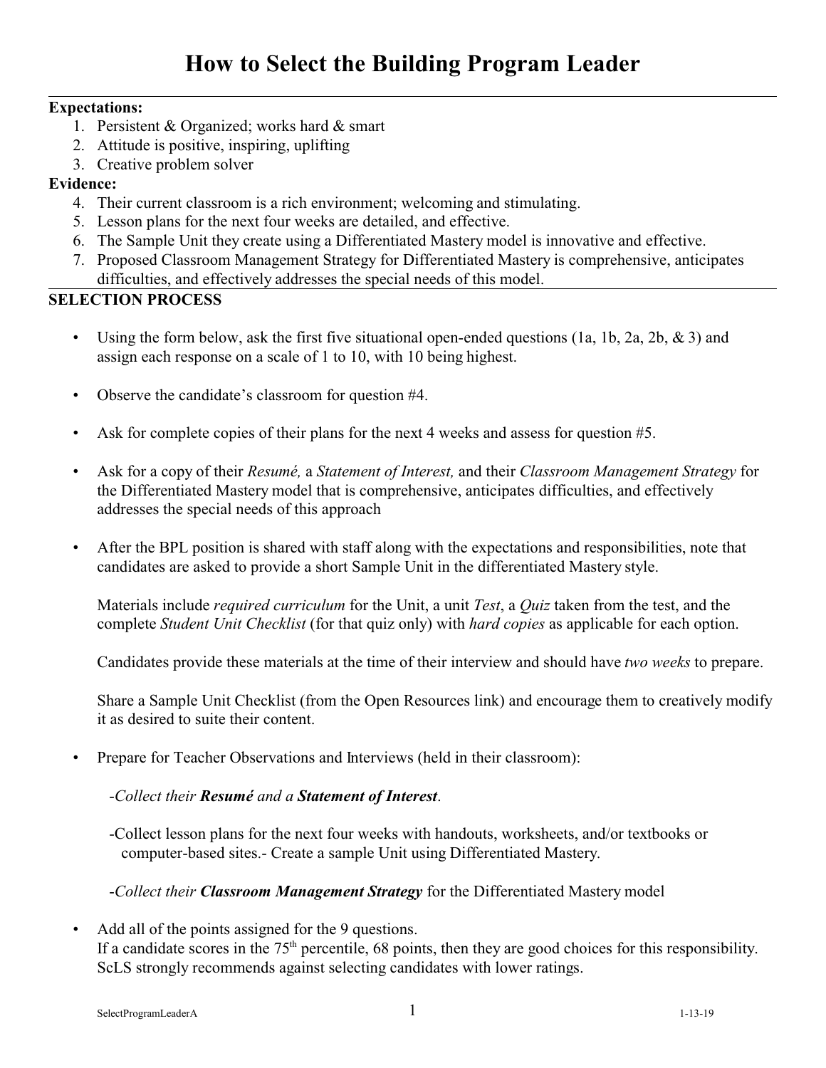# How to Select the Building Program Leader

**Expectations:**

1. Persistent & Organized; works hard & smart
2. Attitude is positive, inspiring, uplifting
3. Creative problem solver

**Evidence:**

4. Their current classroom is a rich environment; welcoming and stimulating.
5. Lesson plans for the next four weeks are detailed, and effective.
6. The Sample Unit they create using a Differentiated Mastery model is innovative and effective.
7. Proposed Classroom Management Strategy for Differentiated Mastery is comprehensive, anticipates difficulties, and effectively addresses the special needs of this model.

**SELECTION PROCESS**

- Using the form below, ask the first five situational open-ended questions (1a, 1b, 2a, 2b, & 3) and assign each response on a scale of 1 to 10, with 10 being highest.

- Observe the candidate's classroom for question #4.

- Ask for complete copies of their plans for the next 4 weeks and assess for question #5.

- Ask for a copy of their *Resumé,* a *Statement of Interest,* and their *Classroom Management Strategy* for the Differentiated Mastery model that is comprehensive, anticipates difficulties, and effectively addresses the special needs of this approach

- After the BPL position is shared with staff along with the expectations and responsibilities, note that candidates are asked to provide a short Sample Unit in the differentiated Mastery style.

  Materials include *required curriculum* for the Unit, a unit *Test*, a *Quiz* taken from the test, and the complete *Student Unit Checklist* (for that quiz only) with *hard copies* as applicable for each option.

  Candidates provide these materials at the time of their interview and should have *two weeks* to prepare.

  Share a Sample Unit Checklist (from the Open Resources link) and encourage them to creatively modify it as desired to suite their content.

- Prepare for Teacher Observations and Interviews (held in their classroom):

  -*Collect their **Resumé** and a **Statement of Interest**.*

  -Collect lesson plans for the next four weeks with handouts, worksheets, and/or textbooks or computer-based sites.- Create a sample Unit using Differentiated Mastery.

  -*Collect their **Classroom Management Strategy*** for the Differentiated Mastery model

- Add all of the points assigned for the 9 questions.
  If a candidate scores in the 75th percentile, 68 points, then they are good choices for this responsibility. ScLS strongly recommends against selecting candidates with lower ratings.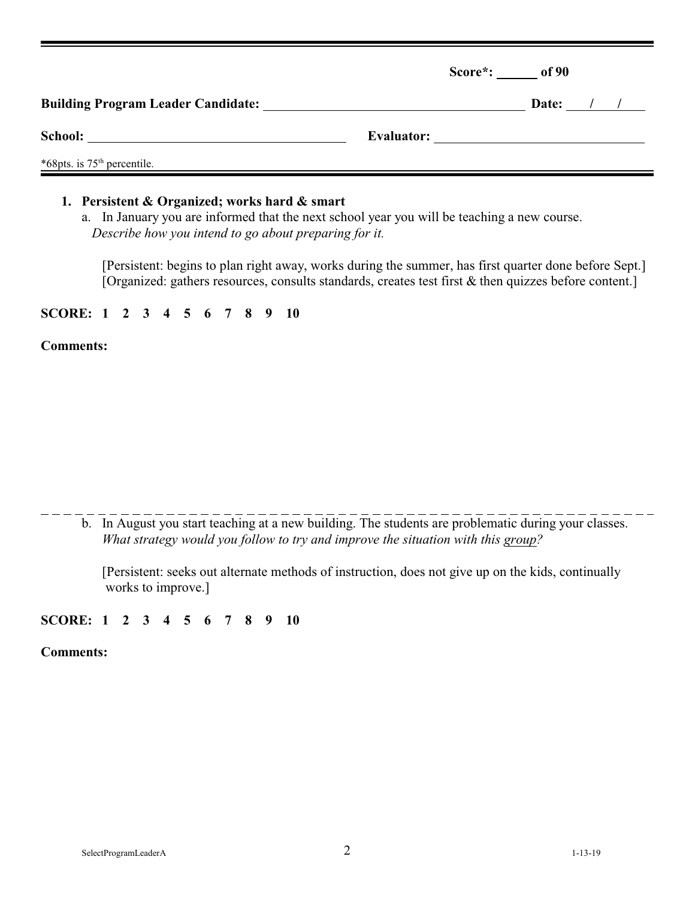Score*: ______ of 90

**Building Program Leader Candidate:** ________________________________ **Date:** ___/___/___

**School:** ________________________________ **Evaluator:** ________________________________

*68pts. is 75th percentile.

---

1. **Persistent & Organized; works hard & smart**

   a. In January you are informed that the next school year you will be teaching a new course. *Describe how you intend to go about preparing for it.*

   [Persistent: begins to plan right away, works during the summer, has first quarter done before Sept.]
   [Organized: gathers resources, consults standards, creates test first & then quizzes before content.]

**SCORE: 1 2 3 4 5 6 7 8 9 10**

**Comments:**

---

   b. In August you start teaching at a new building. The students are problematic during your classes. *What strategy would you follow to try and improve the situation with this group?*

   [Persistent: seeks out alternate methods of instruction, does not give up on the kids, continually works to improve.]

**SCORE: 1 2 3 4 5 6 7 8 9 10**

**Comments:**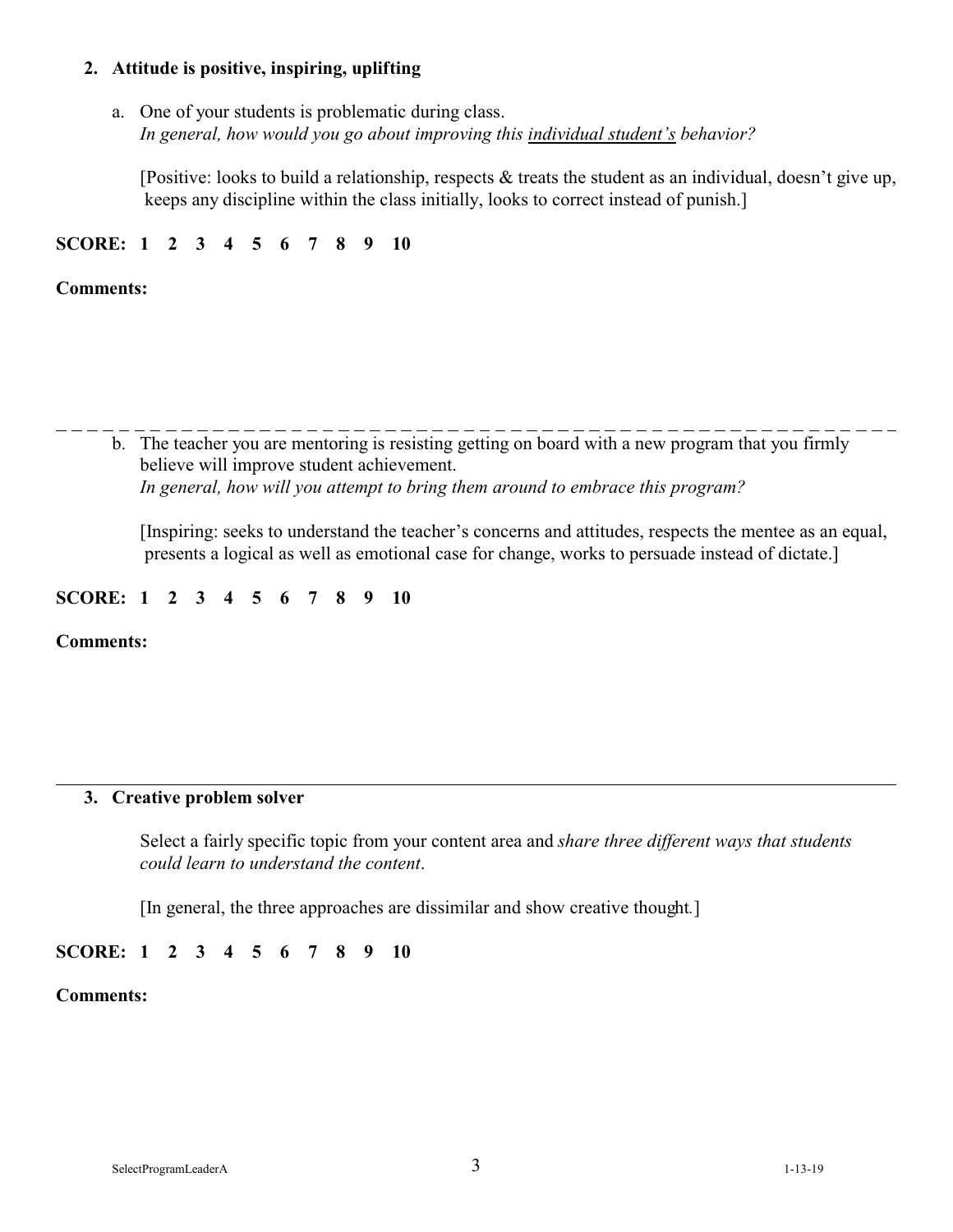**2. Attitude is positive, inspiring, uplifting**

a. One of your students is problematic during class.
*In general, how would you go about improving this individual student's behavior?*

[Positive: looks to build a relationship, respects & treats the student as an individual, doesn't give up, keeps any discipline within the class initially, looks to correct instead of punish.]

**SCORE: 1 2 3 4 5 6 7 8 9 10**

**Comments:**

---

b. The teacher you are mentoring is resisting getting on board with a new program that you firmly believe will improve student achievement.
*In general, how will you attempt to bring them around to embrace this program?*

[Inspiring: seeks to understand the teacher's concerns and attitudes, respects the mentee as an equal, presents a logical as well as emotional case for change, works to persuade instead of dictate.]

**SCORE: 1 2 3 4 5 6 7 8 9 10**

**Comments:**

---

**3. Creative problem solver**

Select a fairly specific topic from your content area and *share three different ways that students could learn to understand the content*.

[In general, the three approaches are dissimilar and show creative thought.]

**SCORE: 1 2 3 4 5 6 7 8 9 10**

**Comments:**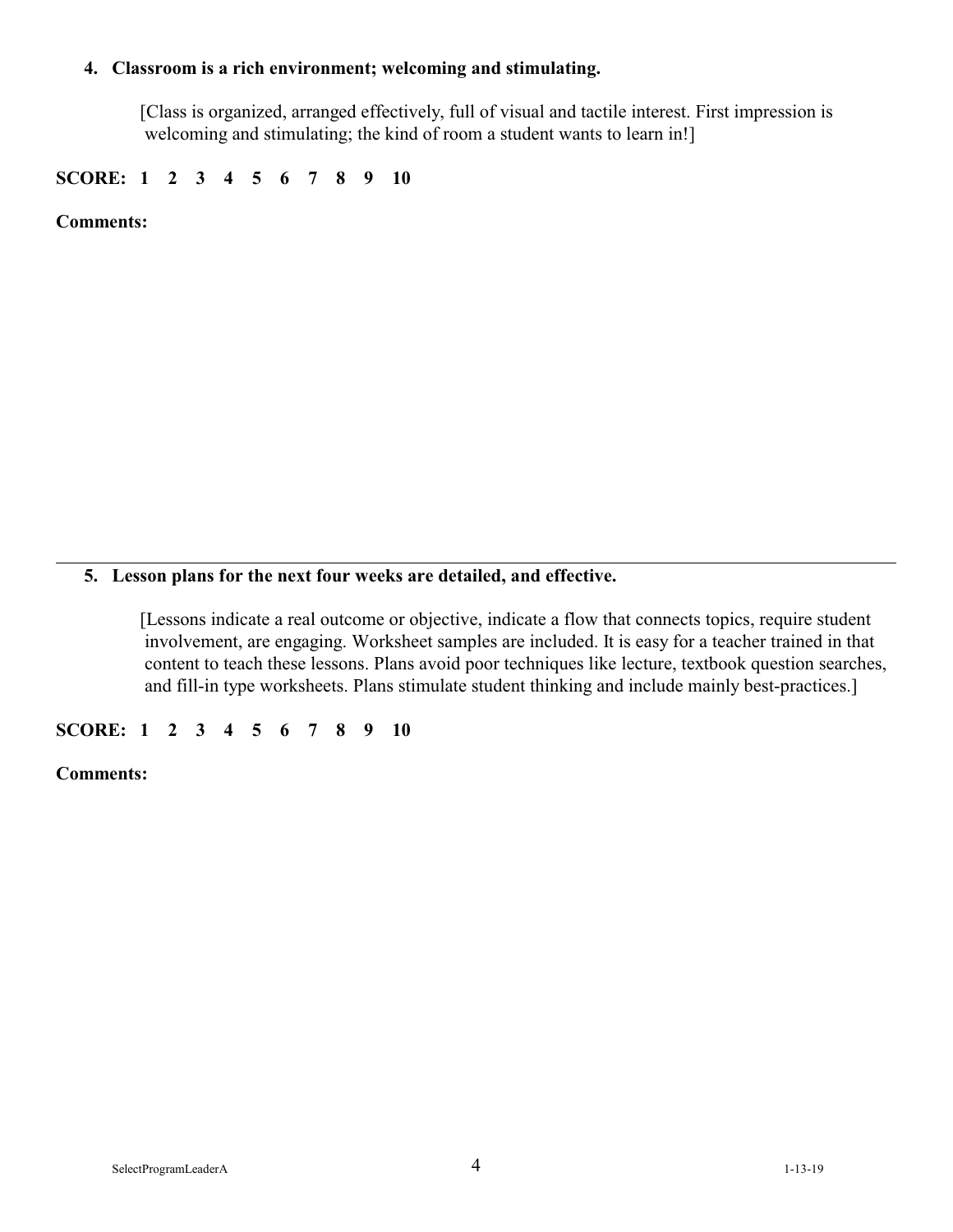**4. Classroom is a rich environment; welcoming and stimulating.**

[Class is organized, arranged effectively, full of visual and tactile interest. First impression is welcoming and stimulating; the kind of room a student wants to learn in!]

**SCORE: 1 2 3 4 5 6 7 8 9 10**

**Comments:**

---

**5. Lesson plans for the next four weeks are detailed, and effective.**

[Lessons indicate a real outcome or objective, indicate a flow that connects topics, require student involvement, are engaging. Worksheet samples are included. It is easy for a teacher trained in that content to teach these lessons. Plans avoid poor techniques like lecture, textbook question searches, and fill-in type worksheets. Plans stimulate student thinking and include mainly best-practices.]

**SCORE: 1 2 3 4 5 6 7 8 9 10**

**Comments:**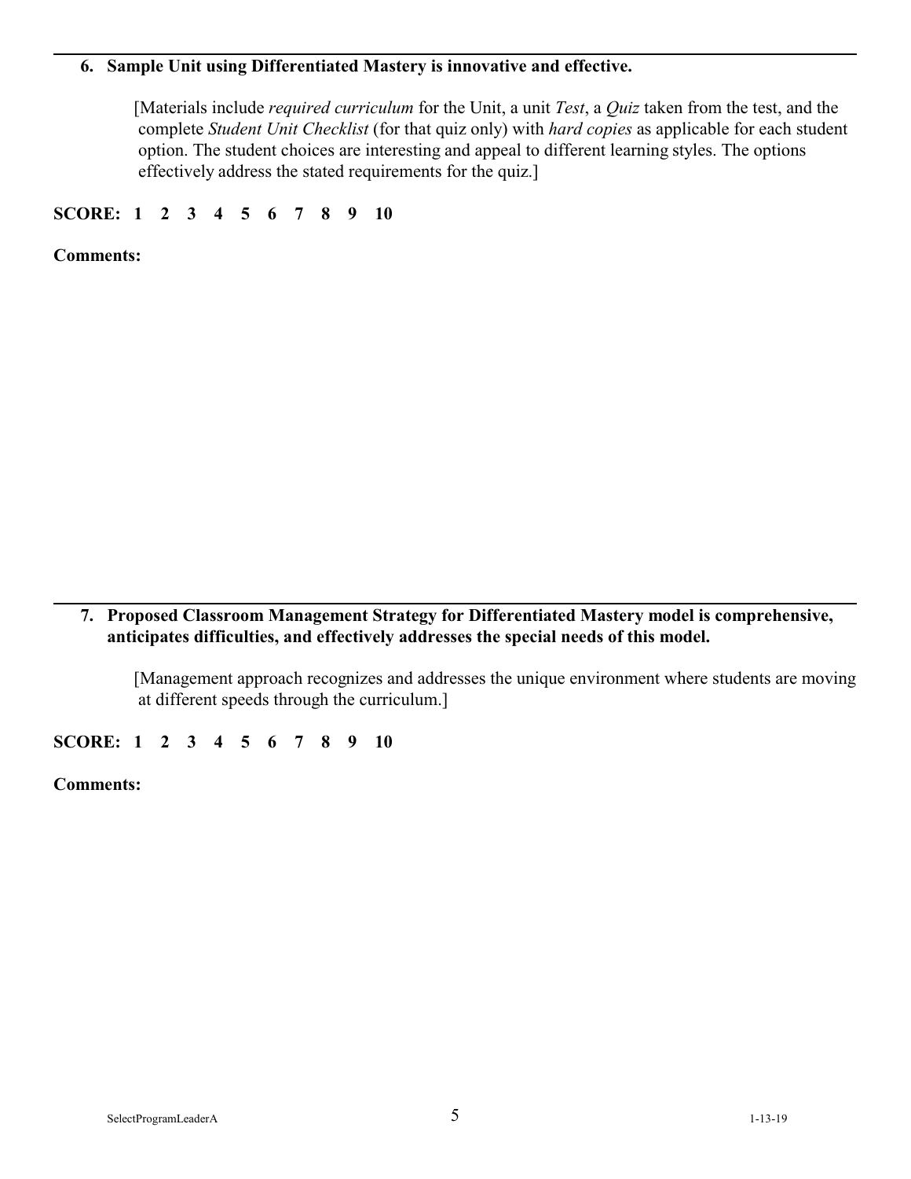**6. Sample Unit using Differentiated Mastery is innovative and effective.**

[Materials include *required curriculum* for the Unit, a unit *Test*, a *Quiz* taken from the test, and the complete *Student Unit Checklist* (for that quiz only) with *hard copies* as applicable for each student option. The student choices are interesting and appeal to different learning styles. The options effectively address the stated requirements for the quiz.]

**SCORE: 1 2 3 4 5 6 7 8 9 10**

**Comments:**

---

**7. Proposed Classroom Management Strategy for Differentiated Mastery model is comprehensive, anticipates difficulties, and effectively addresses the special needs of this model.**

[Management approach recognizes and addresses the unique environment where students are moving at different speeds through the curriculum.]

**SCORE: 1 2 3 4 5 6 7 8 9 10**

**Comments:**